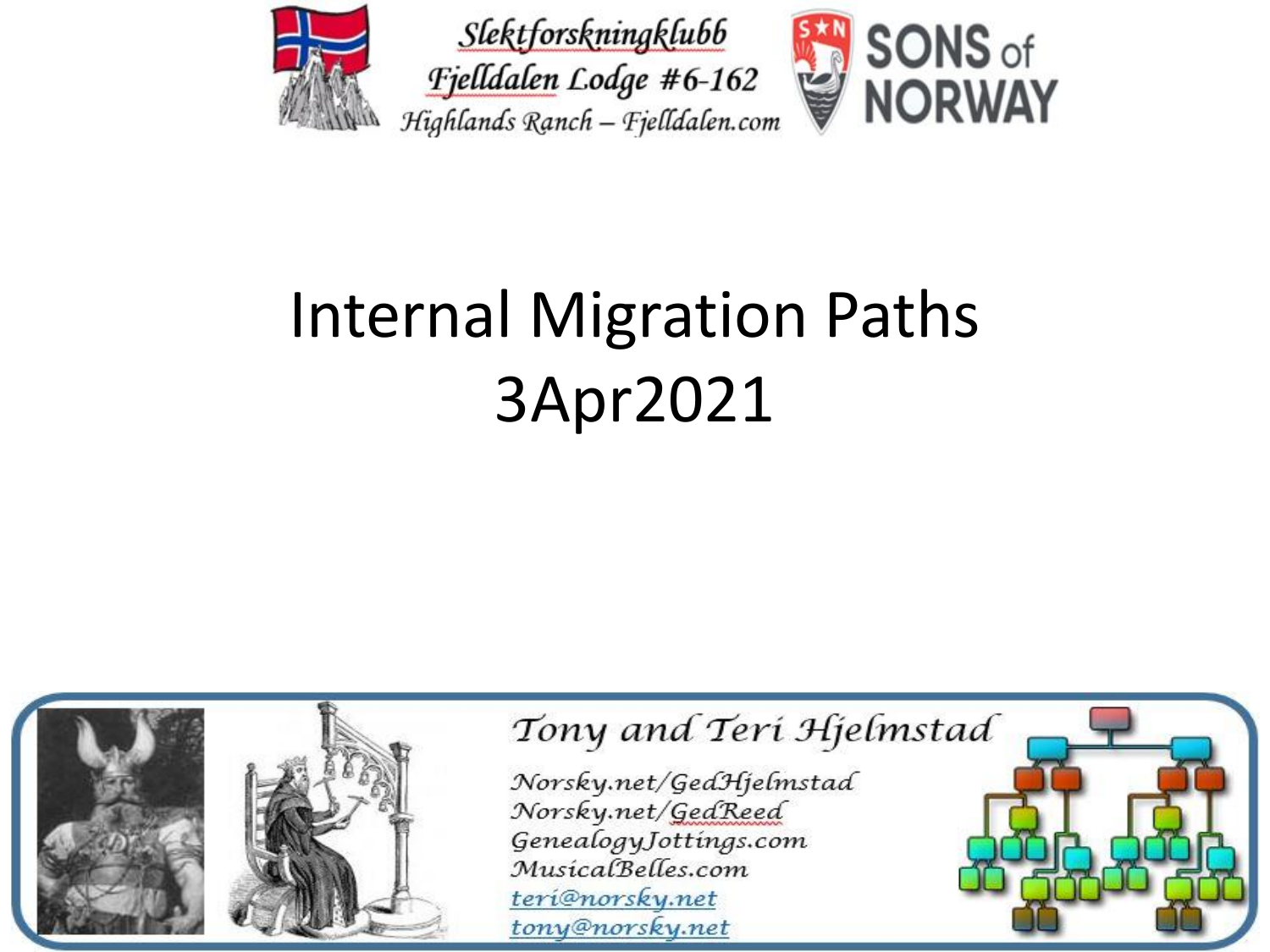Slektforskningklubb
Fjelldalen Lodge #6-162
Highlands Ranch – Fjelldalen.com

SONS of NORWAY

# Internal Migration Paths 3Apr2021

Tony and Teri Hjelmstad

Norsky.net/GedHjelmstad
Norsky.net/GedReed
GenealogyJottings.com
MusicalBelles.com
teri@norsky.net
tony@norsky.net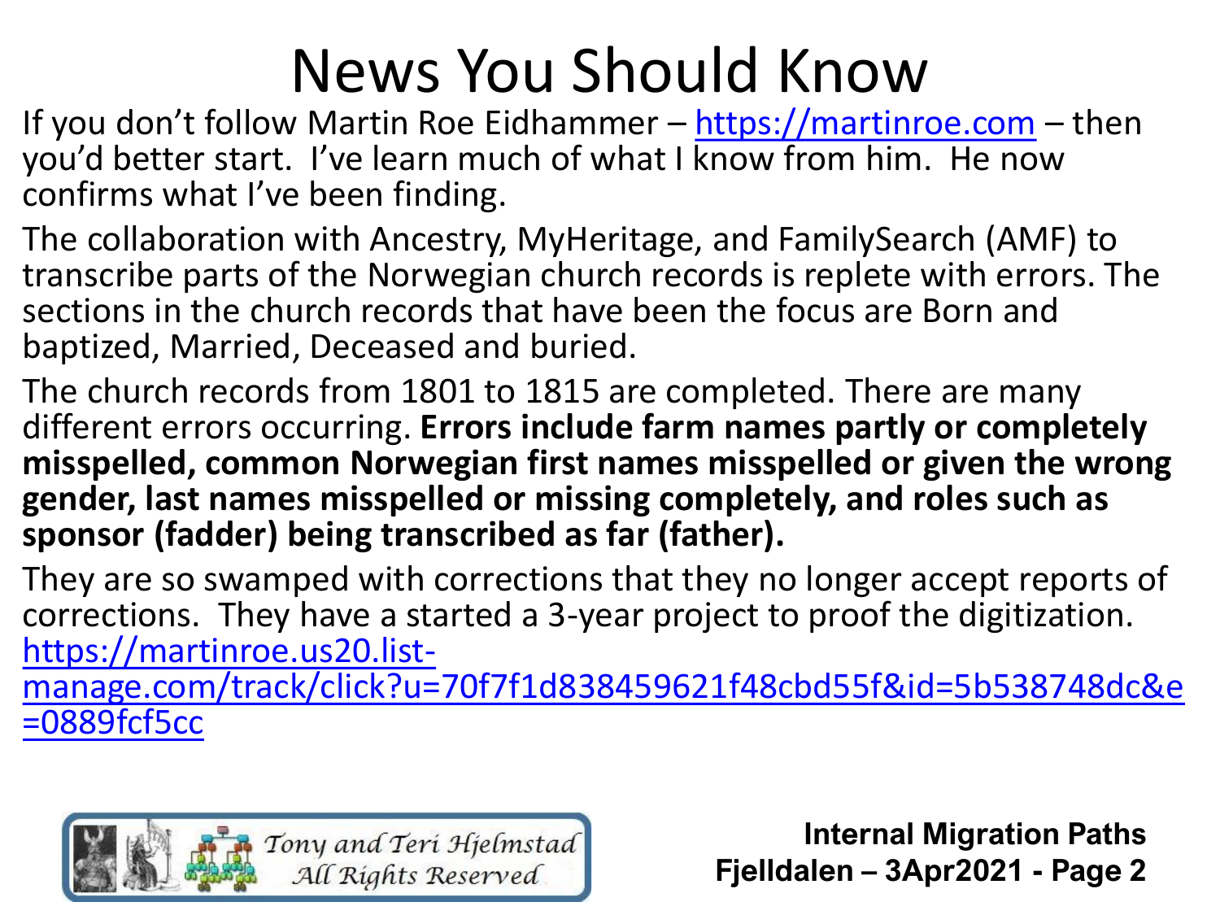# News You Should Know

If you don't follow Martin Roe Eidhammer – https://martinroe.com – then you'd better start. I've learn much of what I know from him. He now confirms what I've been finding.

The collaboration with Ancestry, MyHeritage, and FamilySearch (AMF) to transcribe parts of the Norwegian church records is replete with errors. The sections in the church records that have been the focus are Born and baptized, Married, Deceased and buried.

The church records from 1801 to 1815 are completed. There are many different errors occurring. **Errors include farm names partly or completely misspelled, common Norwegian first names misspelled or given the wrong gender, last names misspelled or missing completely, and roles such as sponsor (fadder) being transcribed as far (father).**

They are so swamped with corrections that they no longer accept reports of corrections. They have a started a 3-year project to proof the digitization. https://martinroe.us20.list-manage.com/track/click?u=70f7f1d838459621f48cbd55f&id=5b538748dc&e=0889fcf5cc

Tony and Teri Hjelmstad
All Rights Reserved

Internal Migration Paths
Fjelldalen – 3Apr2021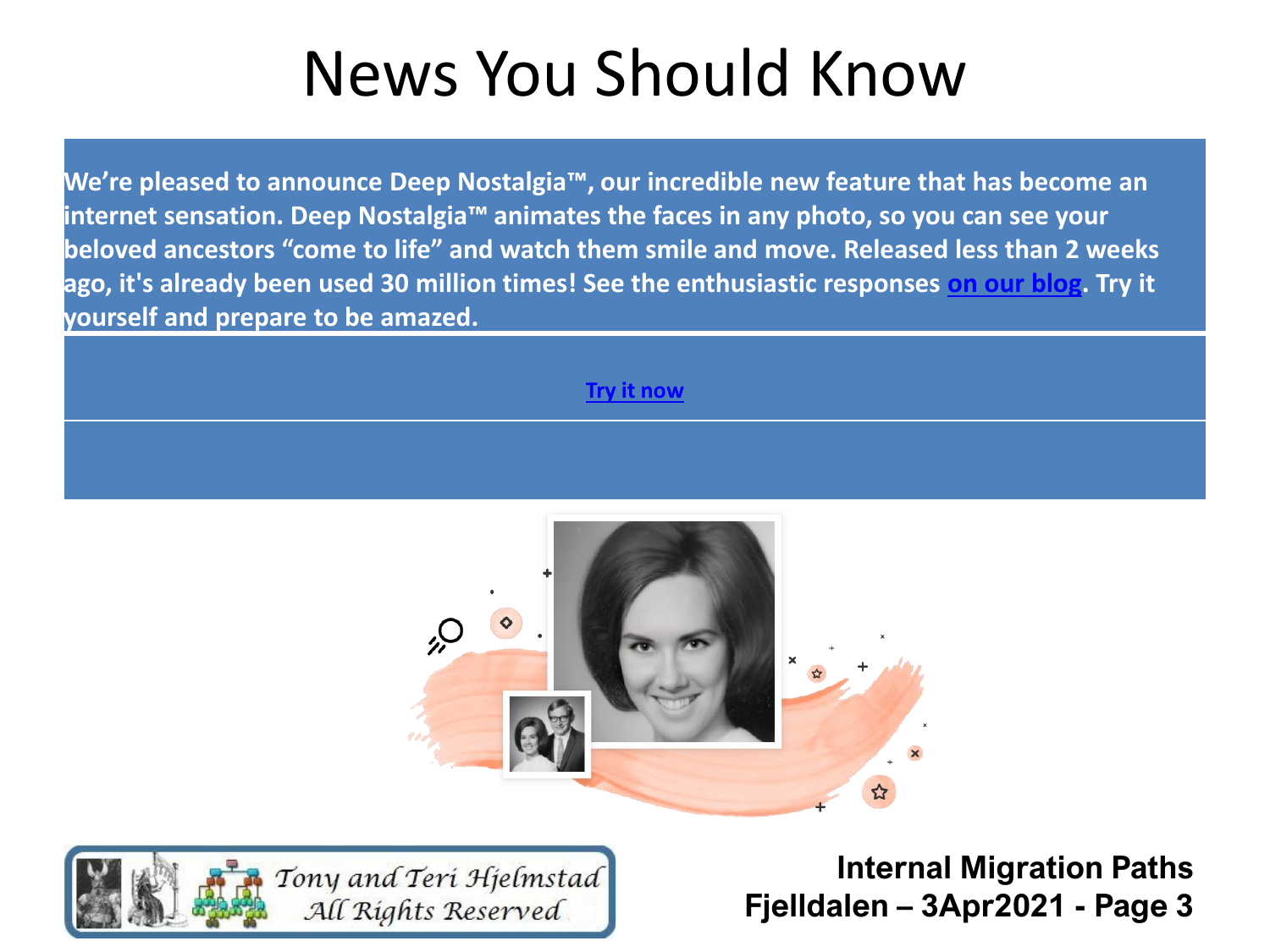# News You Should Know

**We're pleased to announce Deep Nostalgia™, our incredible new feature that has become an internet sensation. Deep Nostalgia™ animates the faces in any photo, so you can see your beloved ancestors "come to life" and watch them smile and move. Released less than 2 weeks ago, it's already been used 30 million times! See the enthusiastic responses on our blog. Try it yourself and prepare to be amazed.**

**Try it now**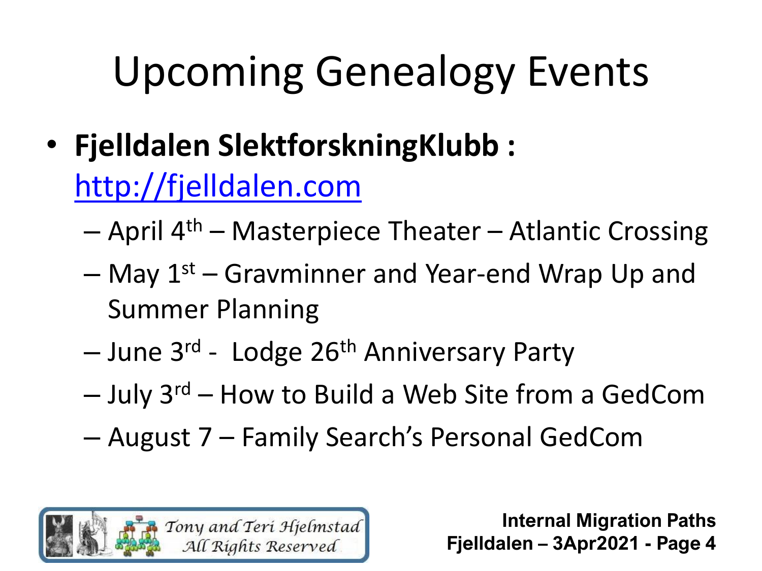# Upcoming Genealogy Events

- **Fjelldalen SlektforskningKlubb :** [http://fjelldalen.com](http://fjelldalen.com)
  - April 4th – Masterpiece Theater – Atlantic Crossing
  - May 1st – Gravminner and Year-end Wrap Up and Summer Planning
  - June 3rd - Lodge 26th Anniversary Party
  - July 3rd – How to Build a Web Site from a GedCom
  - August 7 – Family Search's Personal GedCom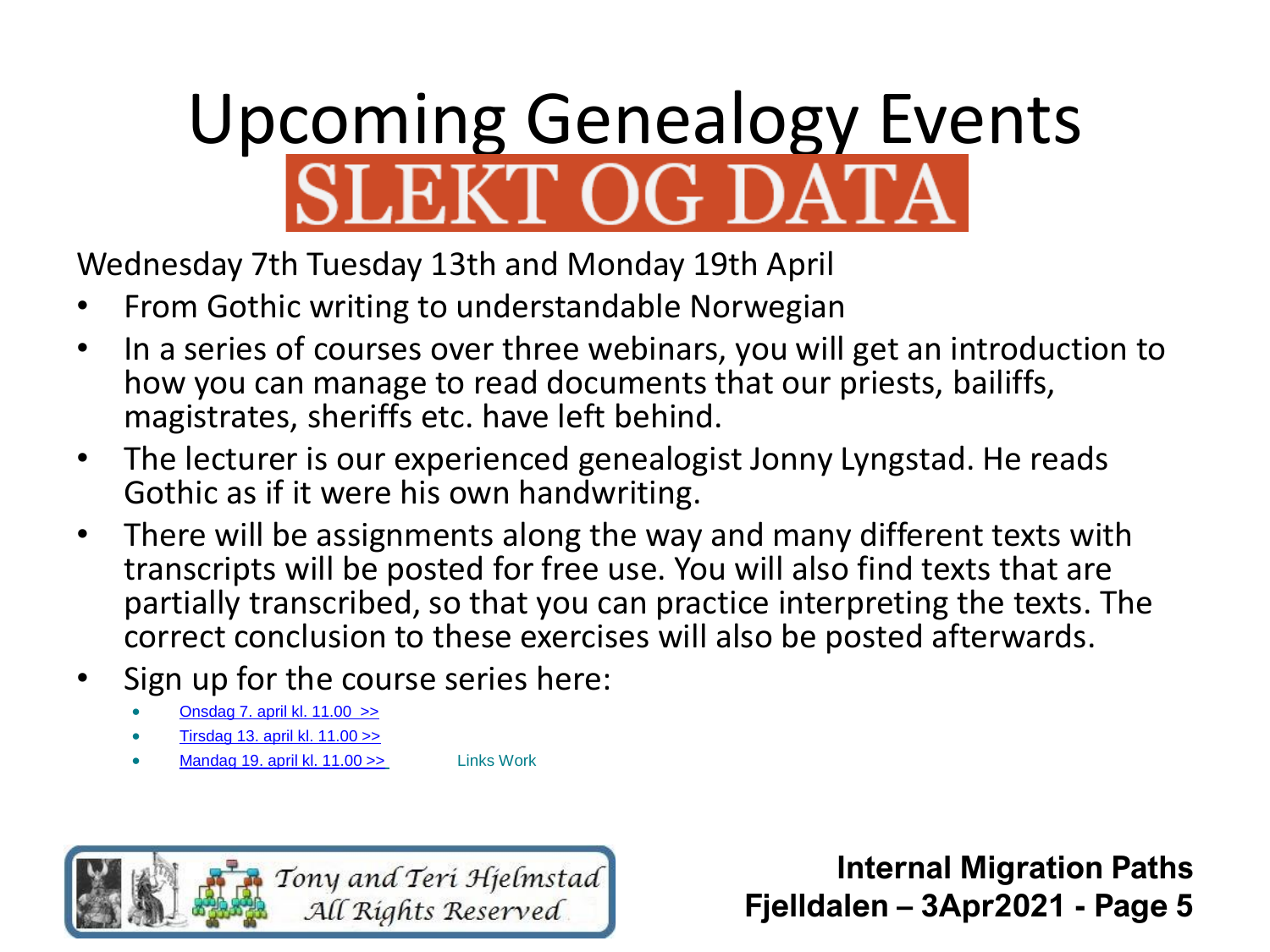# Upcoming Genealogy Events

## SLEKT OG DATA

Wednesday 7th Tuesday 13th and Monday 19th April

- From Gothic writing to understandable Norwegian
- In a series of courses over three webinars, you will get an introduction to how you can manage to read documents that our priests, bailiffs, magistrates, sheriffs etc. have left behind.
- The lecturer is our experienced genealogist Jonny Lyngstad. He reads Gothic as if it were his own handwriting.
- There will be assignments along the way and many different texts with transcripts will be posted for free use. You will also find texts that are partially transcribed, so that you can practice interpreting the texts. The correct conclusion to these exercises will also be posted afterwards.
- Sign up for the course series here:
  - Onsdag 7. april kl. 11.00 >>
  - Tirsdag 13. april kl. 11.00 >>
  - Mandag 19. april kl. 11.00 >> Links Work

Tony and Teri Hjelmstad
All Rights Reserved

**Internal Migration Paths**
**Fjelldalen – 3Apr2021**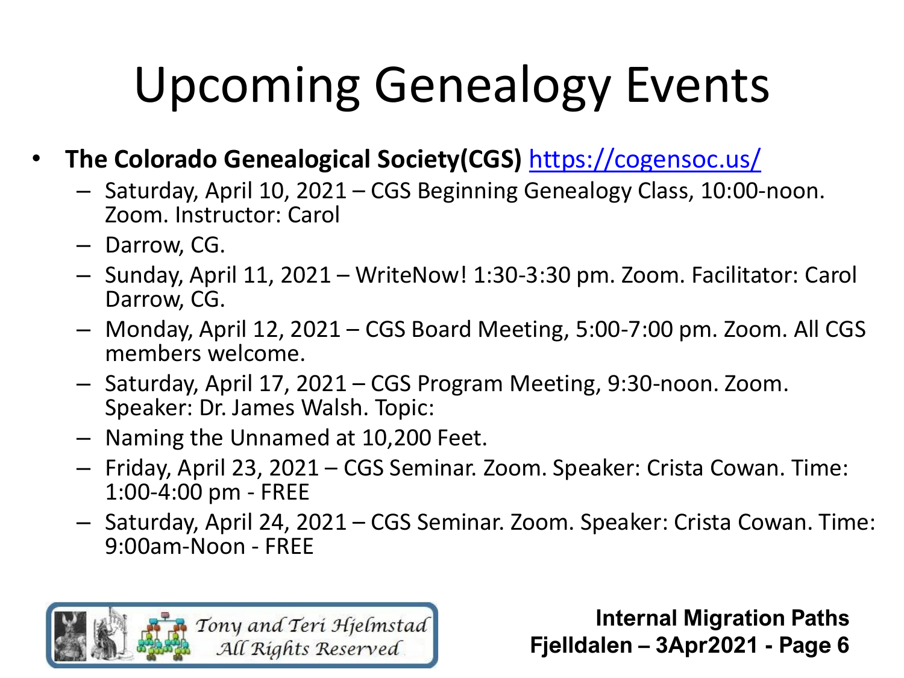# Upcoming Genealogy Events

- **The Colorado Genealogical Society(CGS)** https://cogensoc.us/
  - Saturday, April 10, 2021 – CGS Beginning Genealogy Class, 10:00-noon. Zoom. Instructor: Carol
  - Darrow, CG.
  - Sunday, April 11, 2021 – WriteNow! 1:30-3:30 pm. Zoom. Facilitator: Carol Darrow, CG.
  - Monday, April 12, 2021 – CGS Board Meeting, 5:00-7:00 pm. Zoom. All CGS members welcome.
  - Saturday, April 17, 2021 – CGS Program Meeting, 9:30-noon. Zoom. Speaker: Dr. James Walsh. Topic:
  - Naming the Unnamed at 10,200 Feet.
  - Friday, April 23, 2021 – CGS Seminar. Zoom. Speaker: Crista Cowan. Time: 1:00-4:00 pm - FREE
  - Saturday, April 24, 2021 – CGS Seminar. Zoom. Speaker: Crista Cowan. Time: 9:00am-Noon - FREE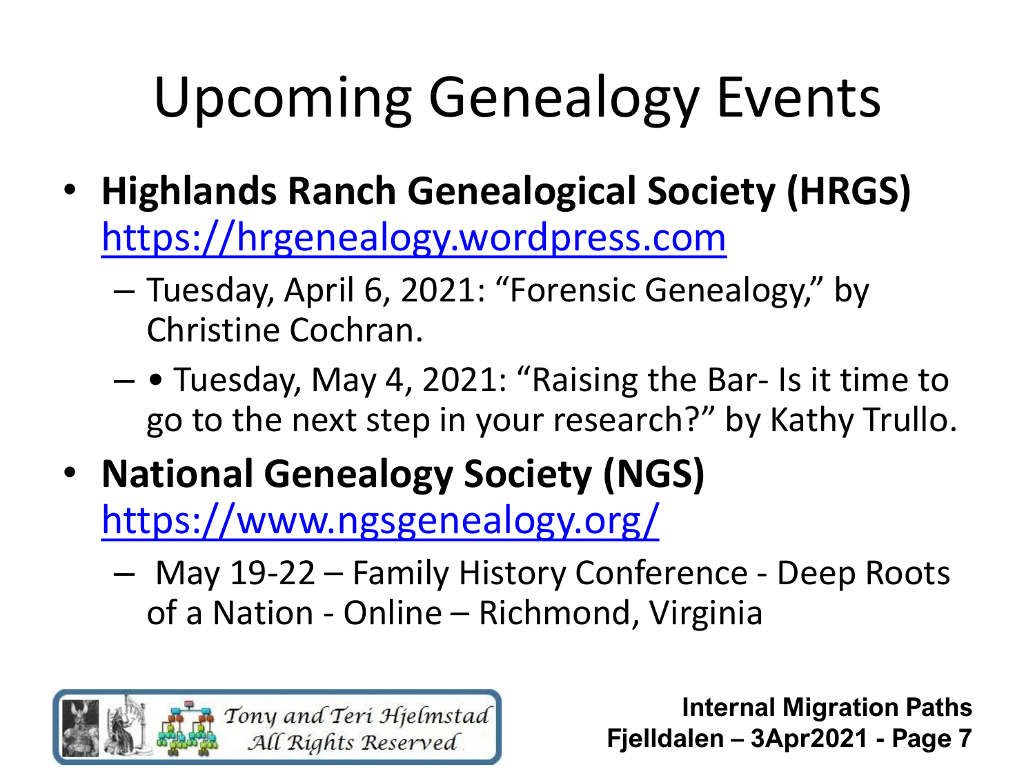# Upcoming Genealogy Events

- **Highlands Ranch Genealogical Society (HRGS)** https://hrgenealogy.wordpress.com
  - Tuesday, April 6, 2021: "Forensic Genealogy," by Christine Cochran.
  - • Tuesday, May 4, 2021: "Raising the Bar- Is it time to go to the next step in your research?" by Kathy Trullo.
- **National Genealogy Society (NGS)** https://www.ngsgenealogy.org/
  - May 19-22 – Family History Conference - Deep Roots of a Nation - Online – Richmond, Virginia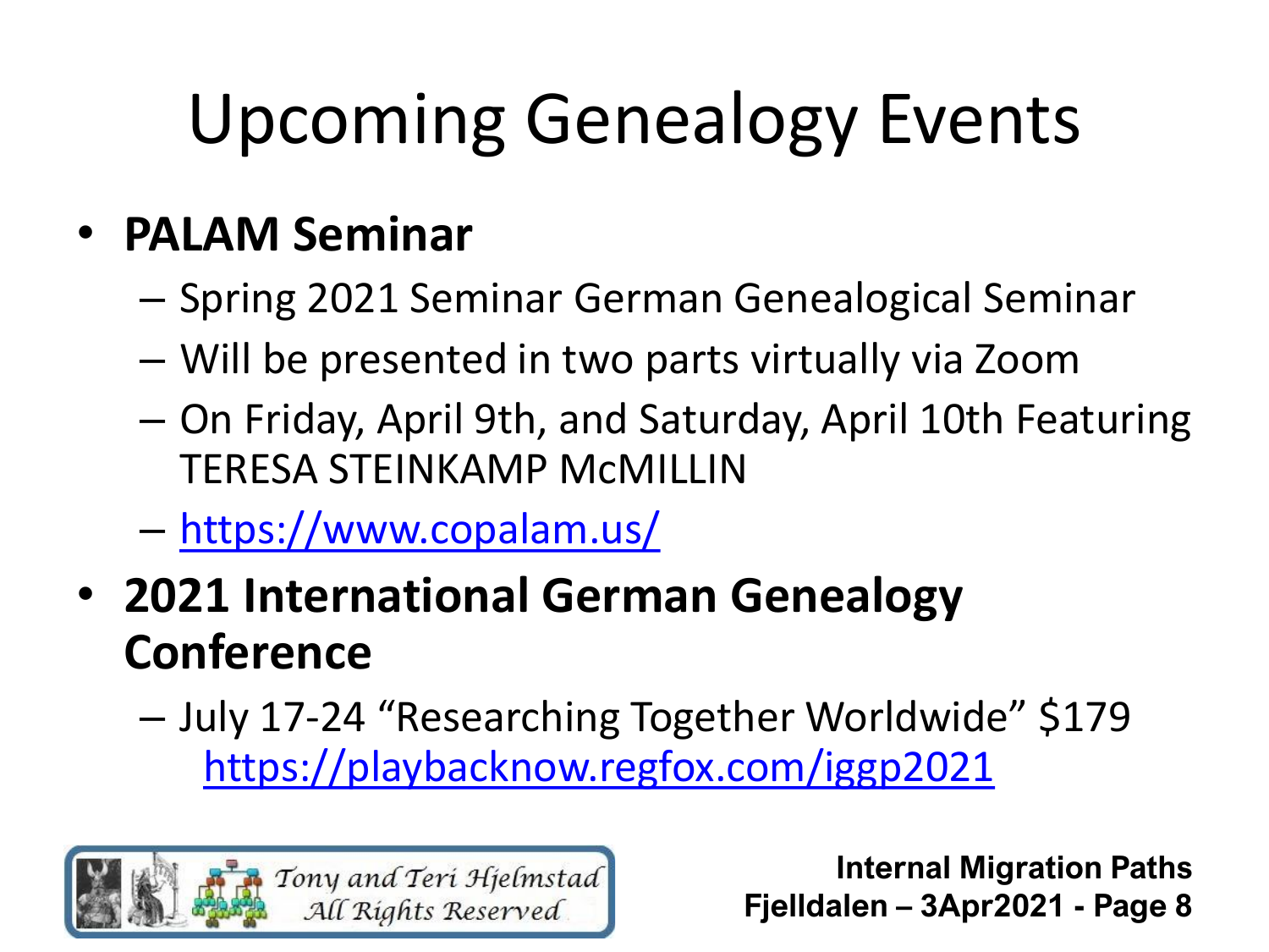# Upcoming Genealogy Events

- **PALAM Seminar**
  - Spring 2021 Seminar German Genealogical Seminar
  - Will be presented in two parts virtually via Zoom
  - On Friday, April 9th, and Saturday, April 10th Featuring TERESA STEINKAMP McMILLIN
  - https://www.copalam.us/
- **2021 International German Genealogy Conference**
  - July 17-24 "Researching Together Worldwide" $179 https://playbacknow.regfox.com/iggp2021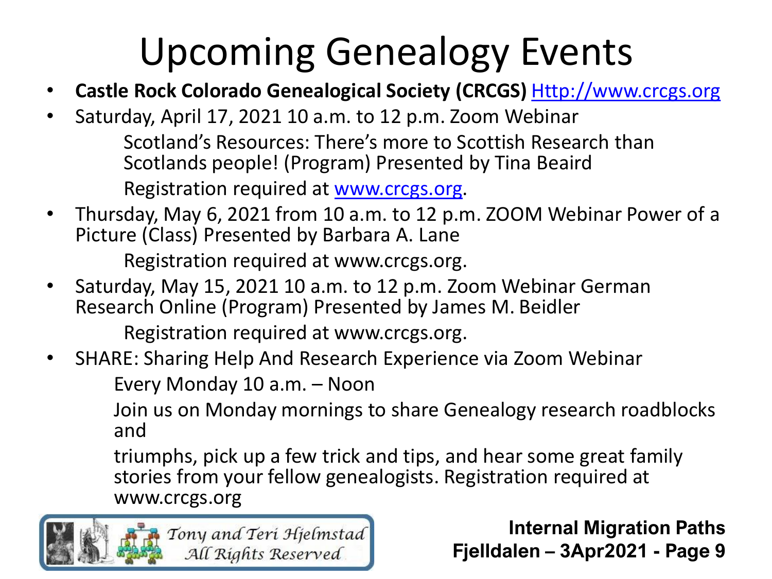# Upcoming Genealogy Events

- **Castle Rock Colorado Genealogical Society (CRCGS)** Http://www.crcgs.org
- Saturday, April 17, 2021 10 a.m. to 12 p.m. Zoom Webinar

  Scotland's Resources: There's more to Scottish Research than Scotlands people! (Program) Presented by Tina Beaird

  Registration required at www.crcgs.org.
- Thursday, May 6, 2021 from 10 a.m. to 12 p.m. ZOOM Webinar Power of a Picture (Class) Presented by Barbara A. Lane

  Registration required at www.crcgs.org.
- Saturday, May 15, 2021 10 a.m. to 12 p.m. Zoom Webinar German Research Online (Program) Presented by James M. Beidler

  Registration required at www.crcgs.org.
- SHARE: Sharing Help And Research Experience via Zoom Webinar

  Every Monday 10 a.m. – Noon

  Join us on Monday mornings to share Genealogy research roadblocks and

  triumphs, pick up a few trick and tips, and hear some great family stories from your fellow genealogists. Registration required at www.crcgs.org

Tony and Teri Hjelmstad
All Rights Reserved

**Internal Migration Paths**
**Fjelldalen – 3Apr2021 - Page 9**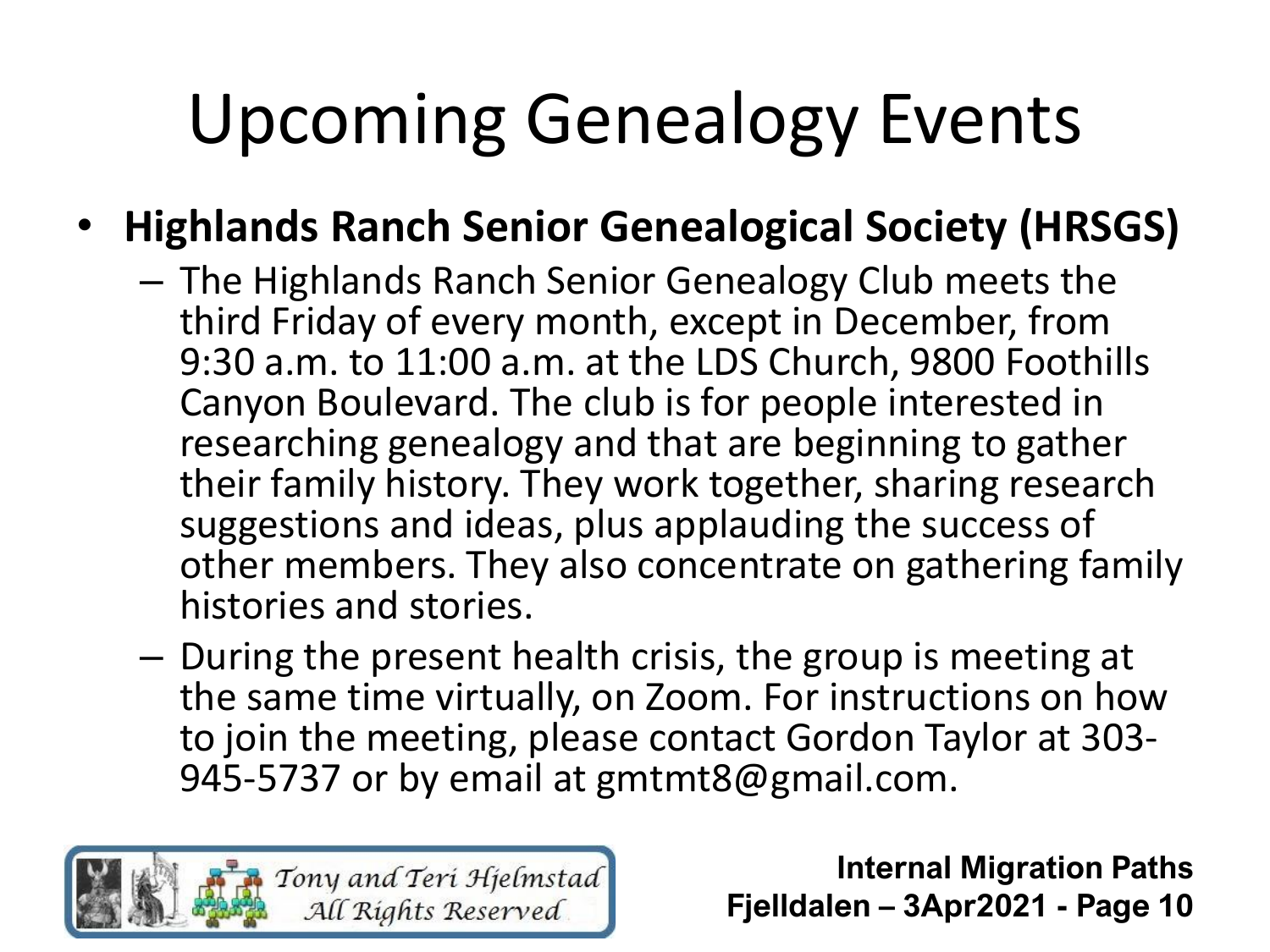# Upcoming Genealogy Events

- **Highlands Ranch Senior Genealogical Society (HRSGS)**
  - The Highlands Ranch Senior Genealogy Club meets the third Friday of every month, except in December, from 9:30 a.m. to 11:00 a.m. at the LDS Church, 9800 Foothills Canyon Boulevard. The club is for people interested in researching genealogy and that are beginning to gather their family history. They work together, sharing research suggestions and ideas, plus applauding the success of other members. They also concentrate on gathering family histories and stories.
  - During the present health crisis, the group is meeting at the same time virtually, on Zoom. For instructions on how to join the meeting, please contact Gordon Taylor at 303-945-5737 or by email at gmtmt8@gmail.com.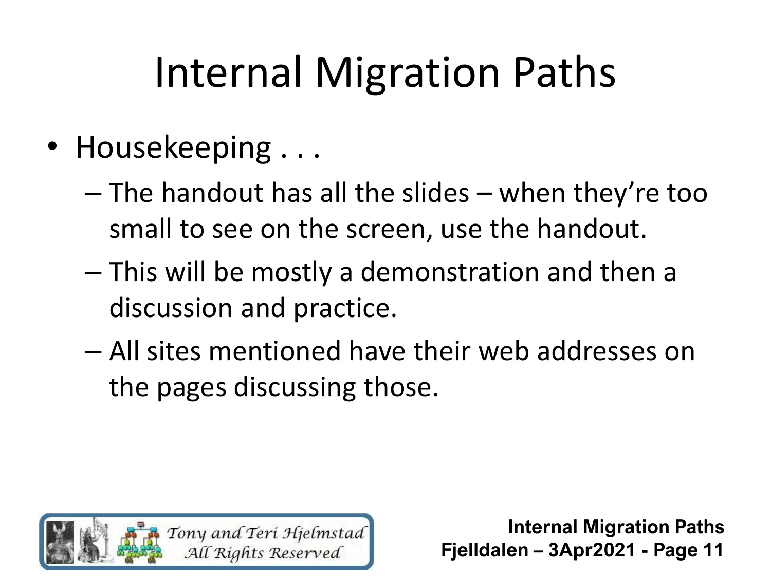# Internal Migration Paths

- Housekeeping . . .
  - The handout has all the slides – when they're too small to see on the screen, use the handout.
  - This will be mostly a demonstration and then a discussion and practice.
  - All sites mentioned have their web addresses on the pages discussing those.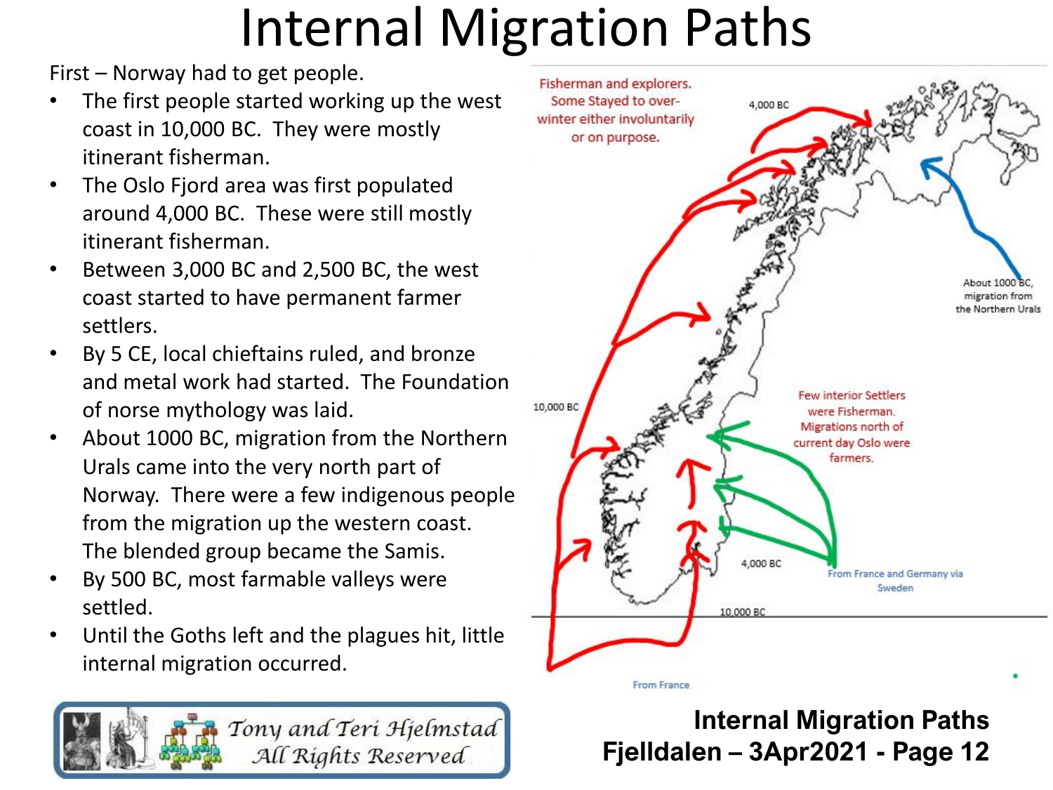# Internal Migration Paths

First – Norway had to get people.

- The first people started working up the west coast in 10,000 BC. They were mostly itinerant fisherman.
- The Oslo Fjord area was first populated around 4,000 BC. These were still mostly itinerant fisherman.
- Between 3,000 BC and 2,500 BC, the west coast started to have permanent farmer settlers.
- By 5 CE, local chieftains ruled, and bronze and metal work had started. The Foundation of norse mythology was laid.
- About 1000 BC, migration from the Northern Urals came into the very north part of Norway. There were a few indigenous people from the migration up the western coast. The blended group became the Samis.
- By 500 BC, most farmable valleys were settled.
- Until the Goths left and the plagues hit, little internal migration occurred.

Fisherman and explorers. Some Stayed to over-winter either involuntarily or on purpose.

4,000 BC

10,000 BC

About 1000 BC, migration from the Northern Urals

Few interior Settlers were Fisherman. Migrations north of current day Oslo were farmers.

4,000 BC

From France and Germany via Sweden

10,000 BC

From France

*Tony and Teri Hjelmstad*
*All Rights Reserved*

**Internal Migration Paths**
**Fjelldalen – 3Apr2021 - Page 12**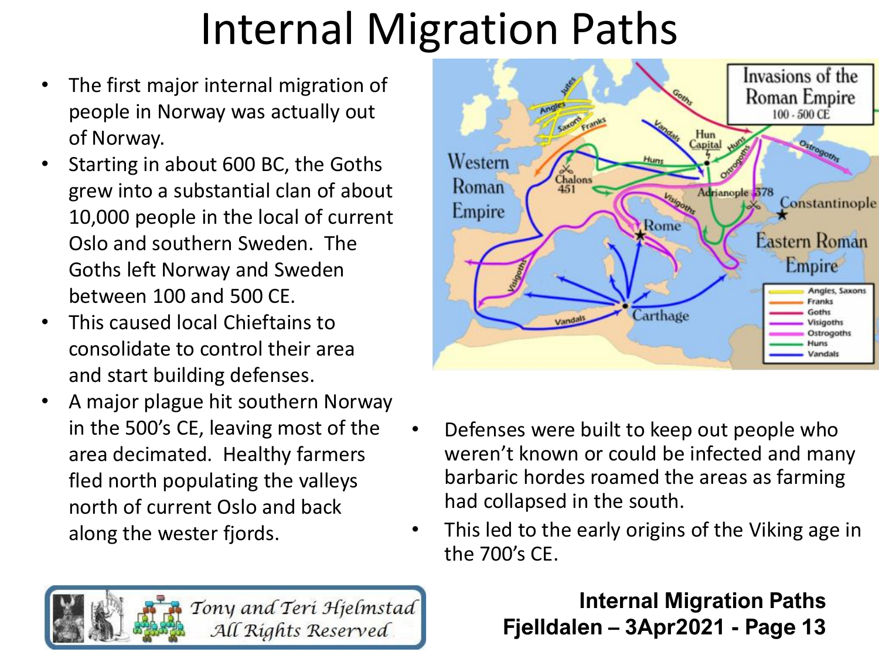# Internal Migration Paths

- The first major internal migration of people in Norway was actually out of Norway.
- Starting in about 600 BC, the Goths grew into a substantial clan of about 10,000 people in the local of current Oslo and southern Sweden. The Goths left Norway and Sweden between 100 and 500 CE.
- This caused local Chieftains to consolidate to control their area and start building defenses.
- A major plague hit southern Norway in the 500's CE, leaving most of the area decimated. Healthy farmers fled north populating the valleys north of current Oslo and back along the wester fjords.
- Defenses were built to keep out people who weren't known or could be infected and many barbaric hordes roamed the areas as farming had collapsed in the south.
- This led to the early origins of the Viking age in the 700's CE.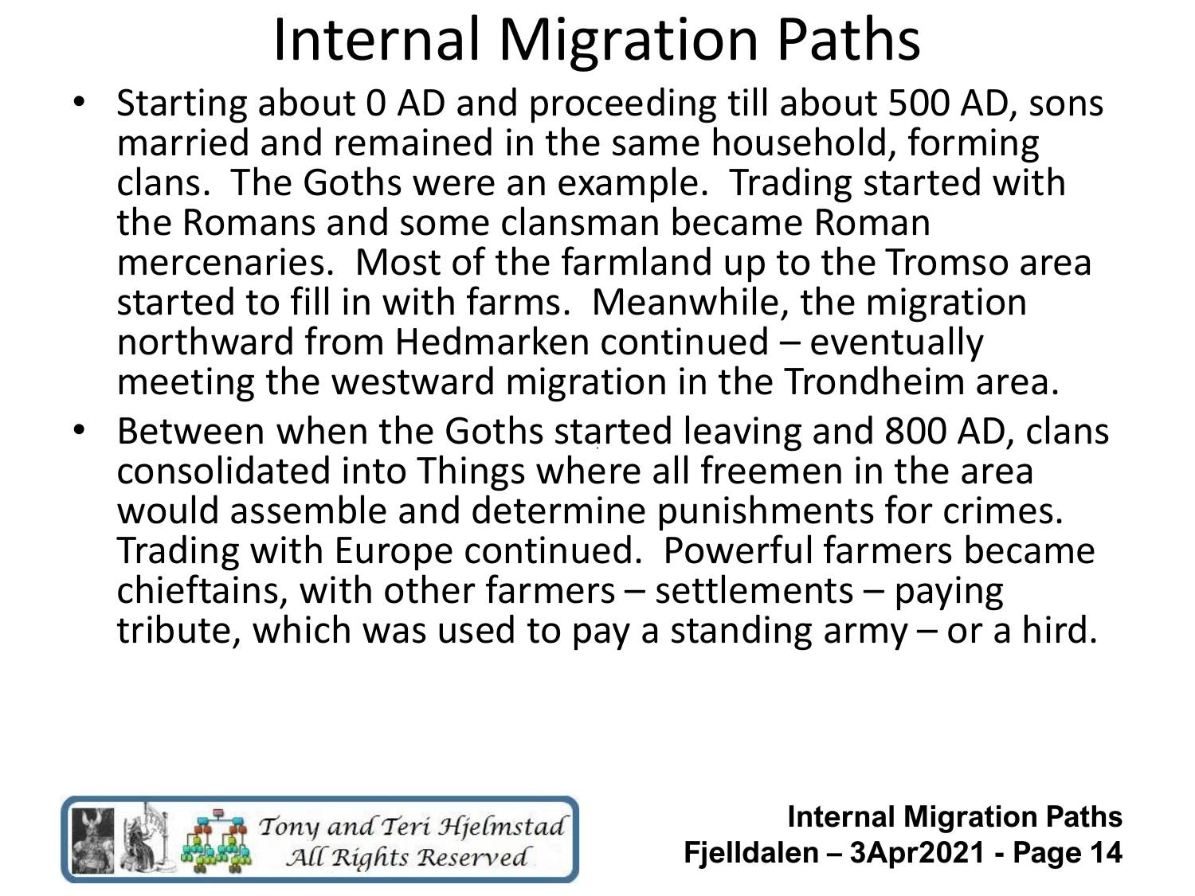# Internal Migration Paths

- Starting about 0 AD and proceeding till about 500 AD, sons married and remained in the same household, forming clans. The Goths were an example. Trading started with the Romans and some clansman became Roman mercenaries. Most of the farmland up to the Tromso area started to fill in with farms. Meanwhile, the migration northward from Hedmarken continued – eventually meeting the westward migration in the Trondheim area.
- Between when the Goths started leaving and 800 AD, clans consolidated into Things where all freemen in the area would assemble and determine punishments for crimes. Trading with Europe continued. Powerful farmers became chieftains, with other farmers – settlements – paying tribute, which was used to pay a standing army – or a hird.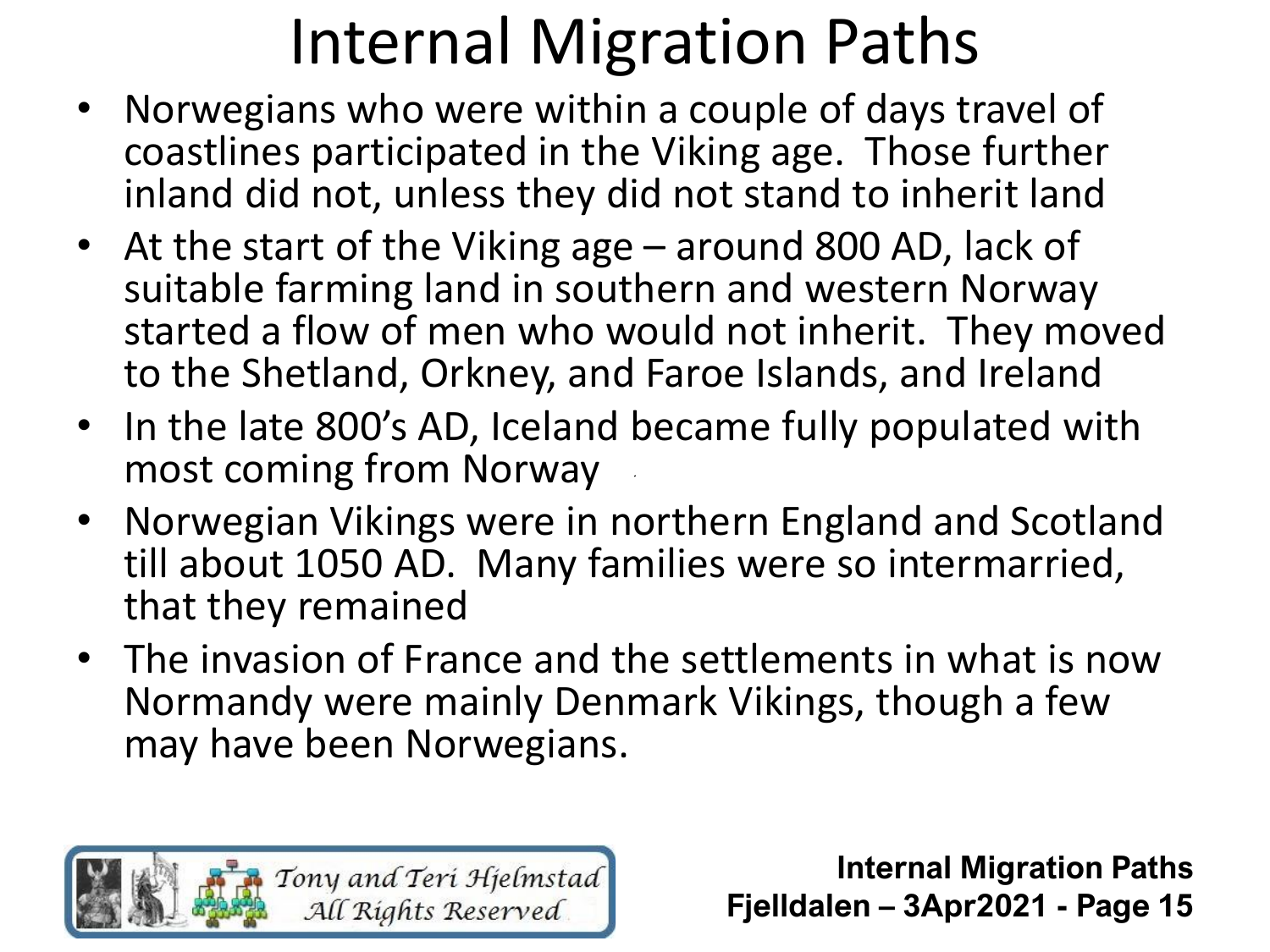# Internal Migration Paths

- Norwegians who were within a couple of days travel of coastlines participated in the Viking age. Those further inland did not, unless they did not stand to inherit land
- At the start of the Viking age – around 800 AD, lack of suitable farming land in southern and western Norway started a flow of men who would not inherit. They moved to the Shetland, Orkney, and Faroe Islands, and Ireland
- In the late 800's AD, Iceland became fully populated with most coming from Norway
- Norwegian Vikings were in northern England and Scotland till about 1050 AD. Many families were so intermarried, that they remained
- The invasion of France and the settlements in what is now Normandy were mainly Denmark Vikings, though a few may have been Norwegians.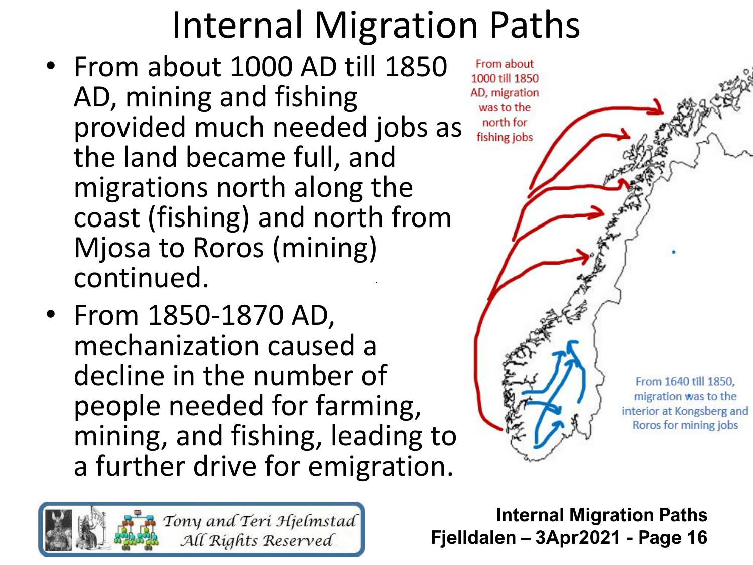# Internal Migration Paths

- From about 1000 AD till 1850 AD, mining and fishing provided much needed jobs as the land became full, and migrations north along the coast (fishing) and north from Mjosa to Roros (mining) continued.
- From 1850-1870 AD, mechanization caused a decline in the number of people needed for farming, mining, and fishing, leading to a further drive for emigration.

From about 1000 till 1850 AD, migration was to the north for fishing jobs

From 1640 till 1850, migration was to the interior at Kongsberg and Roros for mining jobs

*Tony and Teri Hjelmstad*
*All Rights Reserved*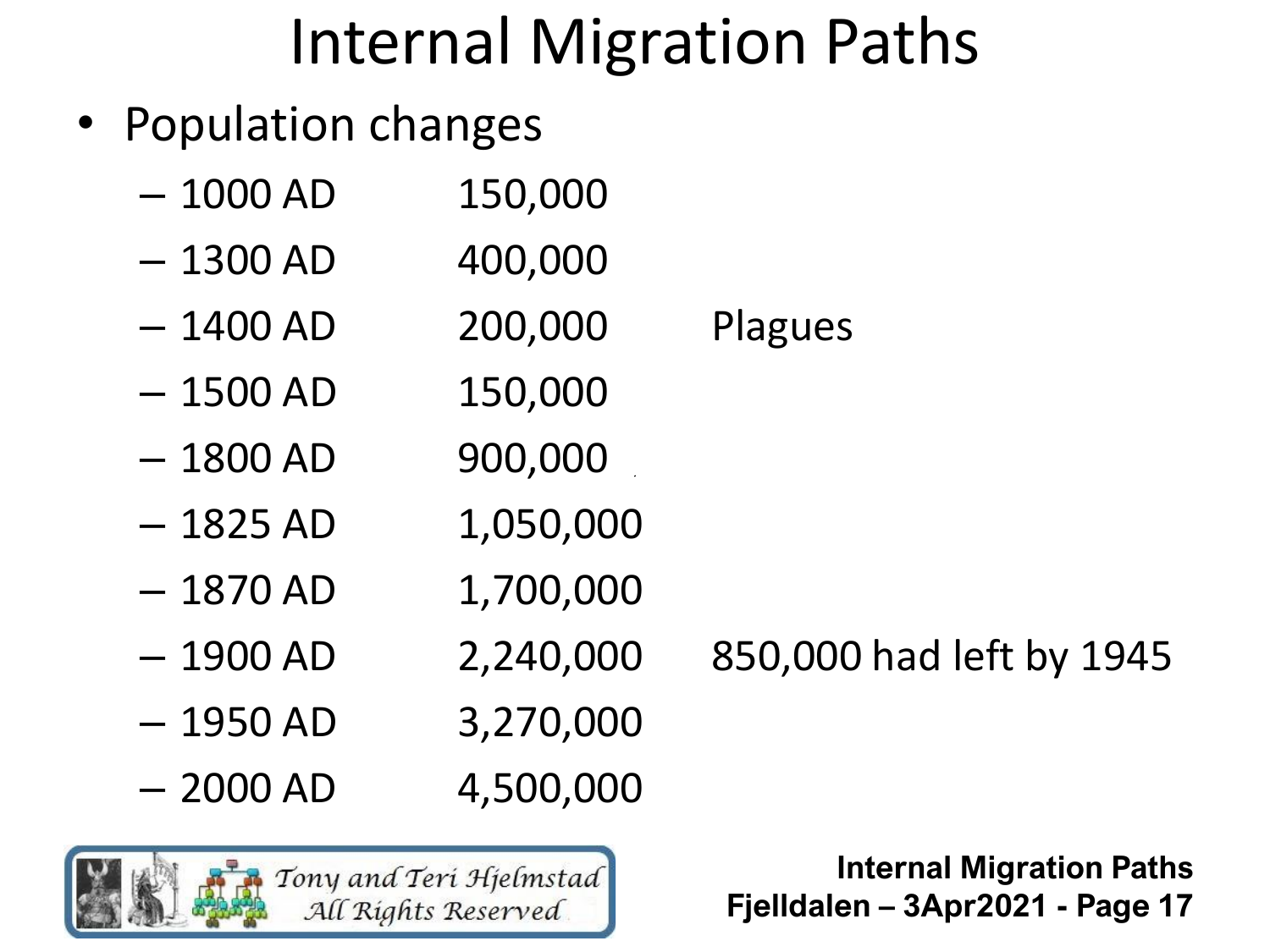# Internal Migration Paths

- Population changes
  - 1000 AD 150,000
  - 1300 AD 400,000
  - 1400 AD 200,000 Plagues
  - 1500 AD 150,000
  - 1800 AD 900,000
  - 1825 AD 1,050,000
  - 1870 AD 1,700,000
  - 1900 AD 2,240,000 850,000 had left by 1945
  - 1950 AD 3,270,000
  - 2000 AD 4,500,000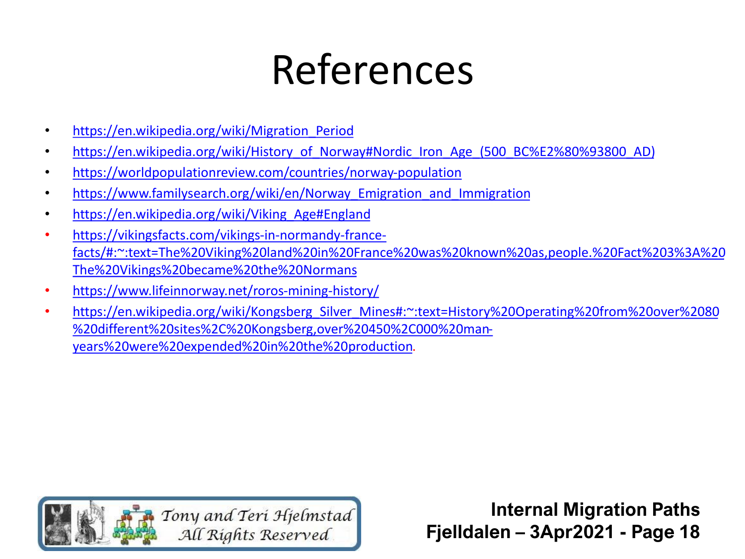# References

- https://en.wikipedia.org/wiki/Migration_Period
- https://en.wikipedia.org/wiki/History_of_Norway#Nordic_Iron_Age_(500_BC%E2%80%93800_AD)
- https://worldpopulationreview.com/countries/norway-population
- https://www.familysearch.org/wiki/en/Norway_Emigration_and_Immigration
- https://en.wikipedia.org/wiki/Viking_Age#England
- https://vikingsfacts.com/vikings-in-normandy-france-facts/#:~:text=The%20Viking%20land%20in%20France%20was%20known%20as,people.%20Fact%203%3A%20The%20Vikings%20became%20the%20Normans
- https://www.lifeinnorway.net/roros-mining-history/
- https://en.wikipedia.org/wiki/Kongsberg_Silver_Mines#:~:text=History%20Operating%20from%20over%2080%20different%20sites%2C%20Kongsberg,over%20450%2C000%20man-years%20were%20expended%20in%20the%20production.

Tony and Teri Hjelmstad
All Rights Reserved

**Internal Migration Paths**
**Fjelldalen – 3Apr2021**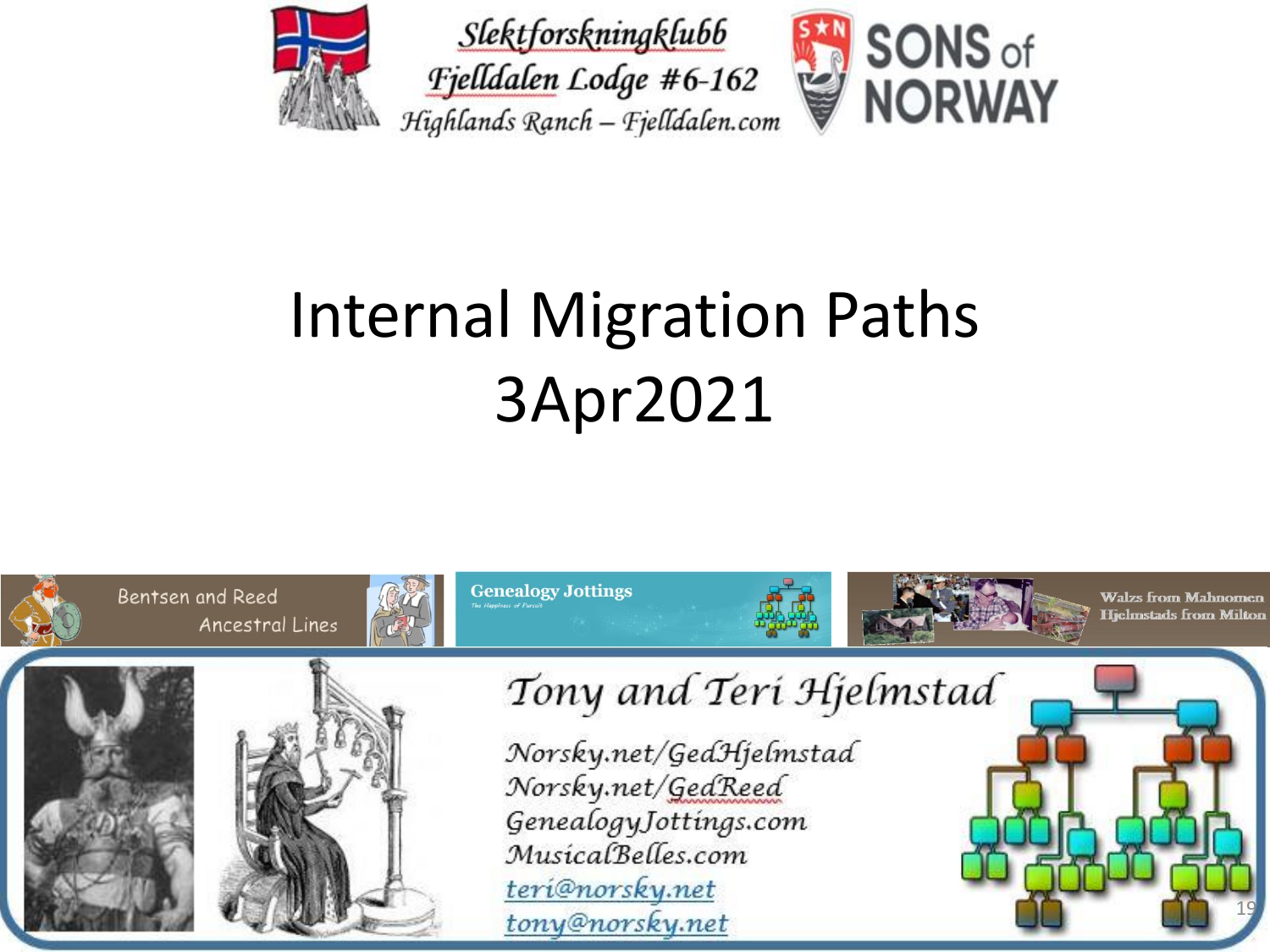Slektforskningklubb
Fjelldalen Lodge #6-162
Highlands Ranch – Fjelldalen.com

SONS of NORWAY

# Internal Migration Paths
# 3Apr2021

Bentsen and Reed Ancestral Lines

Genealogy Jottings

Walzs from Mahnomen
Hjelmstads from Milton

## Tony and Teri Hjelmstad

Norsky.net/GedHjelmstad
Norsky.net/GedReed
GenealogyJottings.com
MusicalBelles.com
teri@norsky.net
tony@norsky.net